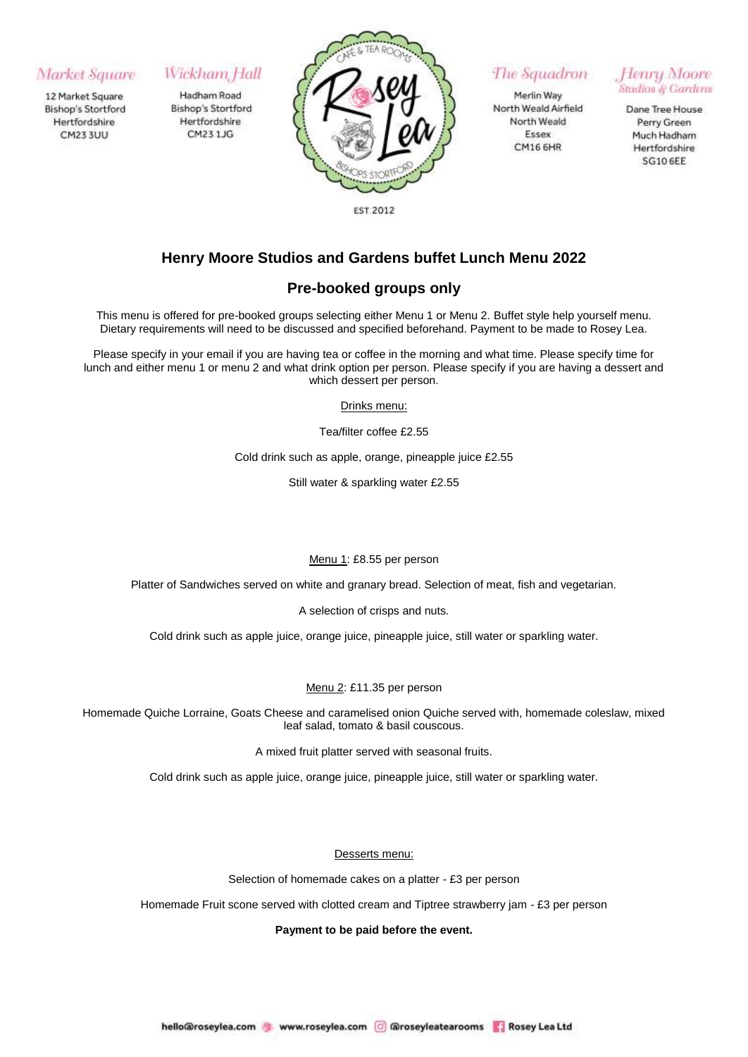Market Square

12 Market Square
Bishop's Stortford
Hertfordshire
CM23 3UU

Wickham Hall

Hadham Road
Bishop's Stortford
Hertfordshire
CM23 1JG

Rosey Lea
Café & Tea Rooms
Bishops Stortford
EST 2012

The Squadron

Merlin Way
North Weald Airfield
North Weald
Essex
CM16 6HR

Henry Moore Studios & Gardens

Dane Tree House
Perry Green
Much Hadham
Hertfordshire
SG10 6EE

## Henry Moore Studios and Gardens buffet Lunch Menu 2022

## Pre-booked groups only

This menu is offered for pre-booked groups selecting either Menu 1 or Menu 2. Buffet style help yourself menu. Dietary requirements will need to be discussed and specified beforehand. Payment to be made to Rosey Lea.

Please specify in your email if you are having tea or coffee in the morning and what time. Please specify time for lunch and either menu 1 or menu 2 and what drink option per person. Please specify if you are having a dessert and which dessert per person.

Drinks menu:

Tea/filter coffee £2.55

Cold drink such as apple, orange, pineapple juice £2.55

Still water & sparkling water £2.55

Menu 1: £8.55 per person

Platter of Sandwiches served on white and granary bread. Selection of meat, fish and vegetarian.

A selection of crisps and nuts.

Cold drink such as apple juice, orange juice, pineapple juice, still water or sparkling water.

Menu 2: £11.35 per person

Homemade Quiche Lorraine, Goats Cheese and caramelised onion Quiche served with, homemade coleslaw, mixed leaf salad, tomato & basil couscous.

A mixed fruit platter served with seasonal fruits.

Cold drink such as apple juice, orange juice, pineapple juice, still water or sparkling water.

Desserts menu:

Selection of homemade cakes on a platter - £3 per person

Homemade Fruit scone served with clotted cream and Tiptree strawberry jam - £3 per person

**Payment to be paid before the event.**

hello@roseylea.com www.roseylea.com @roseyleatearooms Rosey Lea Ltd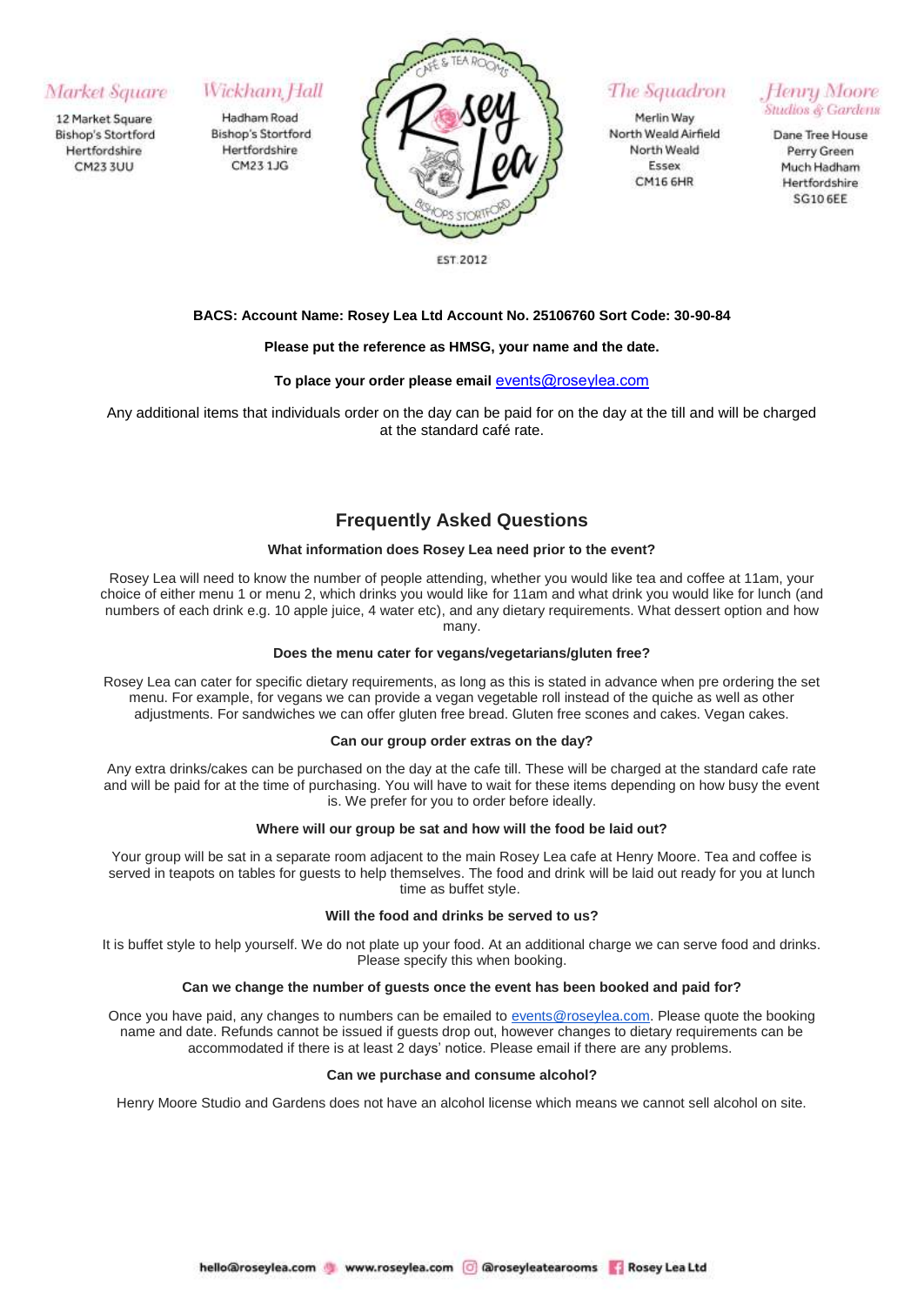Market Square
12 Market Square
Bishop's Stortford
Hertfordshire
CM23 3UU

Wickham Hall
Hadham Road
Bishop's Stortford
Hertfordshire
CM23 1JG

Rosey Lea Café & Tea Rooms, Bishops Stortford
EST 2012

The Squadron
Merlin Way
North Weald Airfield
North Weald
Essex
CM16 6HR

Henry Moore Studios & Gardens
Dane Tree House
Perry Green
Much Hadham
Hertfordshire
SG10 6EE

**BACS: Account Name: Rosey Lea Ltd Account No. 25106760 Sort Code: 30-90-84**

**Please put the reference as HMSG, your name and the date.**

**To place your order please email** events@roseylea.com

Any additional items that individuals order on the day can be paid for on the day at the till and will be charged at the standard café rate.

## Frequently Asked Questions

**What information does Rosey Lea need prior to the event?**

Rosey Lea will need to know the number of people attending, whether you would like tea and coffee at 11am, your choice of either menu 1 or menu 2, which drinks you would like for 11am and what drink you would like for lunch (and numbers of each drink e.g. 10 apple juice, 4 water etc), and any dietary requirements. What dessert option and how many.

**Does the menu cater for vegans/vegetarians/gluten free?**

Rosey Lea can cater for specific dietary requirements, as long as this is stated in advance when pre ordering the set menu. For example, for vegans we can provide a vegan vegetable roll instead of the quiche as well as other adjustments. For sandwiches we can offer gluten free bread. Gluten free scones and cakes. Vegan cakes.

**Can our group order extras on the day?**

Any extra drinks/cakes can be purchased on the day at the cafe till. These will be charged at the standard cafe rate and will be paid for at the time of purchasing. You will have to wait for these items depending on how busy the event is. We prefer for you to order before ideally.

**Where will our group be sat and how will the food be laid out?**

Your group will be sat in a separate room adjacent to the main Rosey Lea cafe at Henry Moore. Tea and coffee is served in teapots on tables for guests to help themselves. The food and drink will be laid out ready for you at lunch time as buffet style.

**Will the food and drinks be served to us?**

It is buffet style to help yourself. We do not plate up your food. At an additional charge we can serve food and drinks. Please specify this when booking.

**Can we change the number of guests once the event has been booked and paid for?**

Once you have paid, any changes to numbers can be emailed to events@roseylea.com. Please quote the booking name and date. Refunds cannot be issued if guests drop out, however changes to dietary requirements can be accommodated if there is at least 2 days' notice. Please email if there are any problems.

**Can we purchase and consume alcohol?**

Henry Moore Studio and Gardens does not have an alcohol license which means we cannot sell alcohol on site.

hello@roseylea.com www.roseylea.com @roseyleatearooms Rosey Lea Ltd